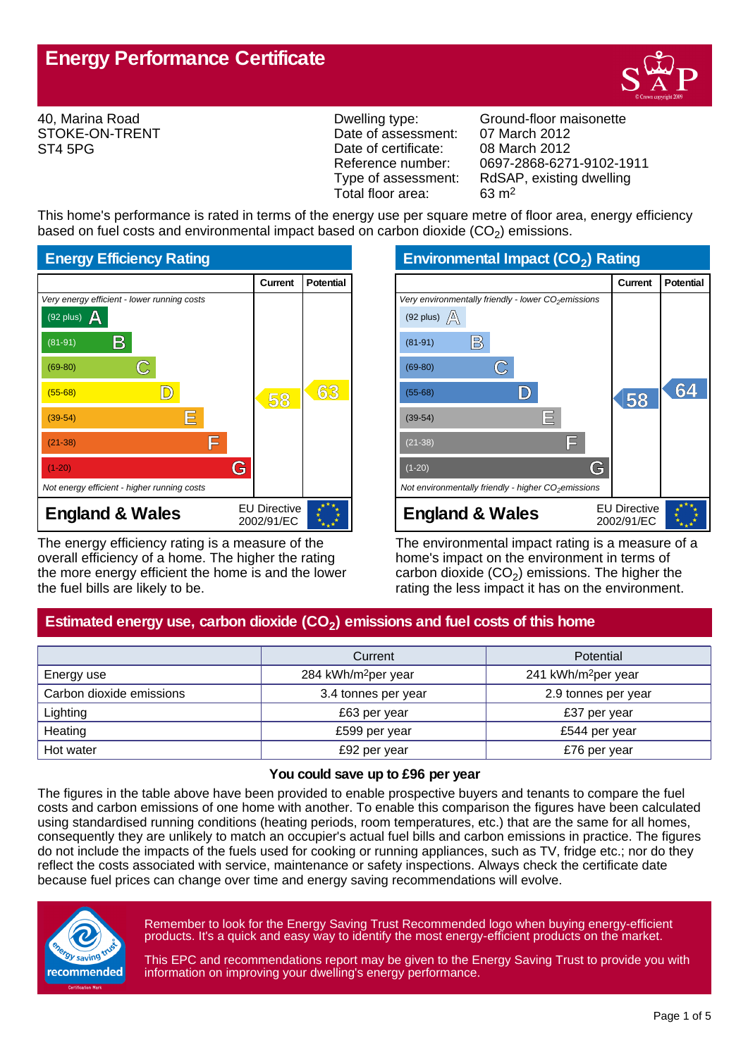# Energy Performance Certificate

40, Marina Road
STOKE-ON-TRENT
ST4 5PG

| | |
|---|---|
| Dwelling type: | Ground-floor maisonette |
| Date of assessment: | 07 March 2012 |
| Date of certificate: | 08 March 2012 |
| Reference number: | 0697-2868-6271-9102-1911 |
| Type of assessment: | RdSAP, existing dwelling |
| Total floor area: | 63 m$^2$ |

This home's performance is rated in terms of the energy use per square metre of floor area, energy efficiency based on fuel costs and environmental impact based on carbon dioxide ($CO_2$) emissions.

## Energy Efficiency Rating

| | Current | Potential |
|---|---|---|
| *Very energy efficient - lower running costs* | | |
| (92 plus) A | | |
| (81-91) B | | |
| (69-80) C | | |
| (55-68) D | 58 | 63 |
| (39-54) E | | |
| (21-38) F | | |
| (1-20) G | | |
| *Not energy efficient - higher running costs* | | |
| **England & Wales** | EU Directive 2002/91/EC | |

The energy efficiency rating is a measure of the overall efficiency of a home. The higher the rating the more energy efficient the home is and the lower the fuel bills are likely to be.

## Environmental Impact ($CO_2$) Rating

| | Current | Potential |
|---|---|---|
| *Very environmentally friendly - lower $CO_2$ emissions* | | |
| (92 plus) A | | |
| (81-91) B | | |
| (69-80) C | | |
| (55-68) D | 58 | 64 |
| (39-54) E | | |
| (21-38) F | | |
| (1-20) G | | |
| *Not environmentally friendly - higher $CO_2$ emissions* | | |
| **England & Wales** | EU Directive 2002/91/EC | |

The environmental impact rating is a measure of a home's impact on the environment in terms of carbon dioxide ($CO_2$) emissions. The higher the rating the less impact it has on the environment.

## Estimated energy use, carbon dioxide ($CO_2$) emissions and fuel costs of this home

| | Current | Potential |
|---|---|---|
| Energy use | 284 kWh/m$^2$per year | 241 kWh/m$^2$per year |
| Carbon dioxide emissions | 3.4 tonnes per year | 2.9 tonnes per year |
| Lighting | £63 per year | £37 per year |
| Heating | £599 per year | £544 per year |
| Hot water | £92 per year | £76 per year |

**You could save up to £96 per year**

The figures in the table above have been provided to enable prospective buyers and tenants to compare the fuel costs and carbon emissions of one home with another. To enable this comparison the figures have been calculated using standardised running conditions (heating periods, room temperatures, etc.) that are the same for all homes, consequently they are unlikely to match an occupier's actual fuel bills and carbon emissions in practice. The figures do not include the impacts of the fuels used for cooking or running appliances, such as TV, fridge etc.; nor do they reflect the costs associated with service, maintenance or safety inspections. Always check the certificate date because fuel prices can change over time and energy saving recommendations will evolve.

Remember to look for the Energy Saving Trust Recommended logo when buying energy-efficient products. It's a quick and easy way to identify the most energy-efficient products on the market.

This EPC and recommendations report may be given to the Energy Saving Trust to provide you with information on improving your dwelling's energy performance.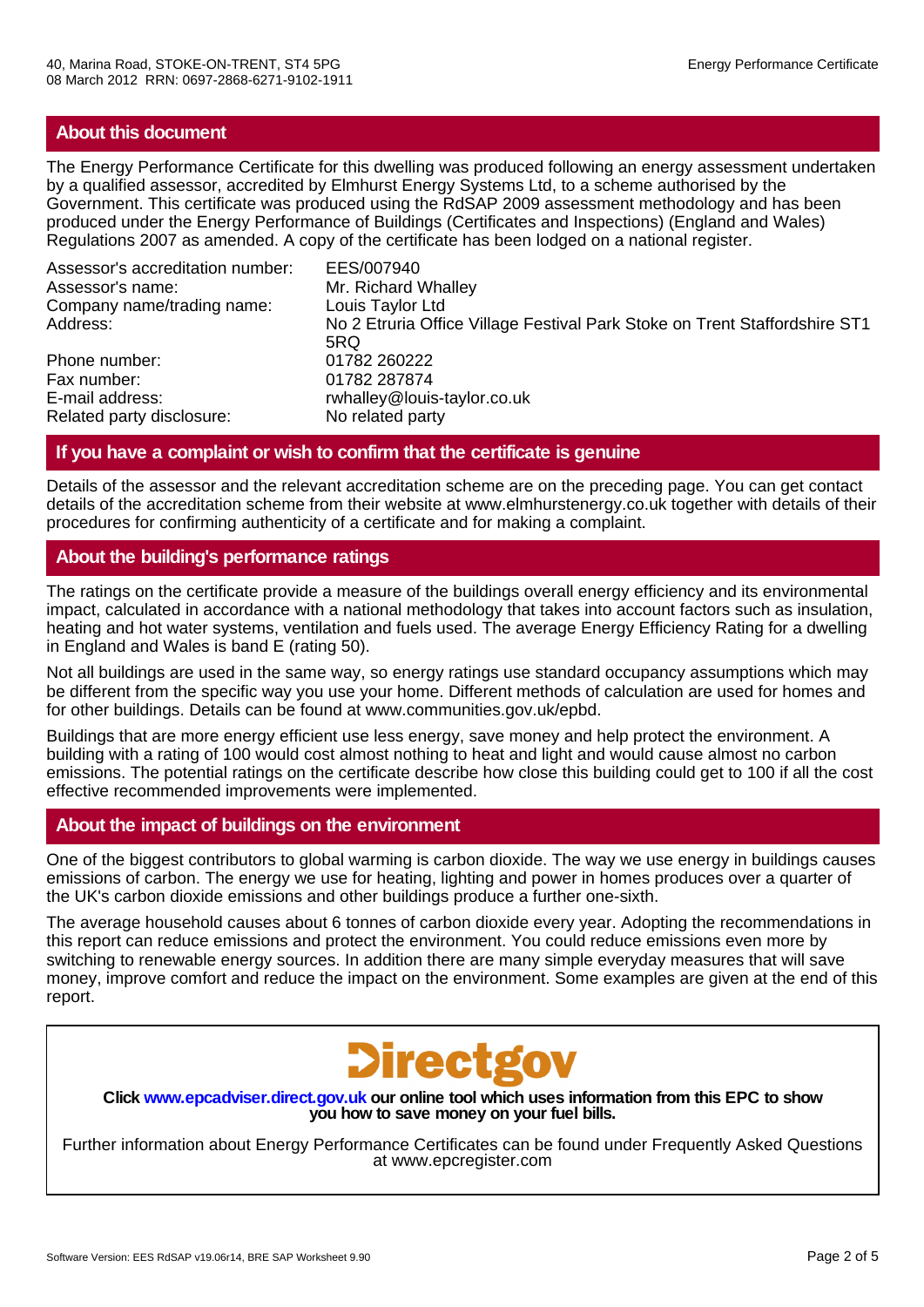## About this document

The Energy Performance Certificate for this dwelling was produced following an energy assessment undertaken by a qualified assessor, accredited by Elmhurst Energy Systems Ltd, to a scheme authorised by the Government. This certificate was produced using the RdSAP 2009 assessment methodology and has been produced under the Energy Performance of Buildings (Certificates and Inspections) (England and Wales) Regulations 2007 as amended. A copy of the certificate has been lodged on a national register.

| | |
|---|---|
| Assessor's accreditation number: | EES/007940 |
| Assessor's name: | Mr. Richard Whalley |
| Company name/trading name: | Louis Taylor Ltd |
| Address: | No 2 Etruria Office Village Festival Park Stoke on Trent Staffordshire ST1 5RQ |
| Phone number: | 01782 260222 |
| Fax number: | 01782 287874 |
| E-mail address: | rwhalley@louis-taylor.co.uk |
| Related party disclosure: | No related party |

## If you have a complaint or wish to confirm that the certificate is genuine

Details of the assessor and the relevant accreditation scheme are on the preceding page. You can get contact details of the accreditation scheme from their website at www.elmhurstenergy.co.uk together with details of their procedures for confirming authenticity of a certificate and for making a complaint.

## About the building's performance ratings

The ratings on the certificate provide a measure of the buildings overall energy efficiency and its environmental impact, calculated in accordance with a national methodology that takes into account factors such as insulation, heating and hot water systems, ventilation and fuels used. The average Energy Efficiency Rating for a dwelling in England and Wales is band E (rating 50).

Not all buildings are used in the same way, so energy ratings use standard occupancy assumptions which may be different from the specific way you use your home. Different methods of calculation are used for homes and for other buildings. Details can be found at www.communities.gov.uk/epbd.

Buildings that are more energy efficient use less energy, save money and help protect the environment. A building with a rating of 100 would cost almost nothing to heat and light and would cause almost no carbon emissions. The potential ratings on the certificate describe how close this building could get to 100 if all the cost effective recommended improvements were implemented.

## About the impact of buildings on the environment

One of the biggest contributors to global warming is carbon dioxide. The way we use energy in buildings causes emissions of carbon. The energy we use for heating, lighting and power in homes produces over a quarter of the UK's carbon dioxide emissions and other buildings produce a further one-sixth.

The average household causes about 6 tonnes of carbon dioxide every year. Adopting the recommendations in this report can reduce emissions and protect the environment. You could reduce emissions even more by switching to renewable energy sources. In addition there are many simple everyday measures that will save money, improve comfort and reduce the impact on the environment. Some examples are given at the end of this report.

Directgov

**Click www.epcadviser.direct.gov.uk our online tool which uses information from this EPC to show you how to save money on your fuel bills.**

Further information about Energy Performance Certificates can be found under Frequently Asked Questions at www.epcregister.com

Software Version: EES RdSAP v19.06r14, BRE SAP Worksheet 9.90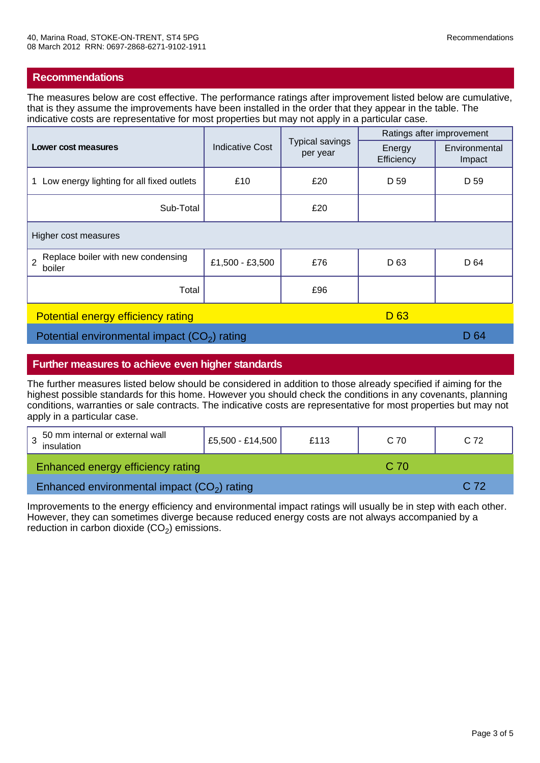## Recommendations

The measures below are cost effective. The performance ratings after improvement listed below are cumulative, that is they assume the improvements have been installed in the order that they appear in the table. The indicative costs are representative for most properties but may not apply in a particular case.

| Lower cost measures | Indicative Cost | Typical savings per year | Ratings after improvement | |
|---|---|---|---|---|
| | | | Energy Efficiency | Environmental Impact |
| 1 Low energy lighting for all fixed outlets | £10 | £20 | D 59 | D 59 |
| Sub-Total | | £20 | | |
| Higher cost measures | | | | |
| 2 Replace boiler with new condensing boiler | £1,500 - £3,500 | £76 | D 63 | D 64 |
| Total | | £96 | | |
| Potential energy efficiency rating | | | D 63 | |
| Potential environmental impact ($CO_2$) rating | | | | D 64 |

## Further measures to achieve even higher standards

The further measures listed below should be considered in addition to those already specified if aiming for the highest possible standards for this home. However you should check the conditions in any covenants, planning conditions, warranties or sale contracts. The indicative costs are representative for most properties but may not apply in a particular case.

| Measure | Indicative Cost | Typical savings per year | Energy Efficiency | Environmental Impact |
|---|---|---|---|---|
| 3 50 mm internal or external wall insulation | £5,500 - £14,500 | £113 | C 70 | C 72 |
| Enhanced energy efficiency rating | | | C 70 | |
| Enhanced environmental impact ($CO_2$) rating | | | | C 72 |

Improvements to the energy efficiency and environmental impact ratings will usually be in step with each other. However, they can sometimes diverge because reduced energy costs are not always accompanied by a reduction in carbon dioxide ($CO_2$) emissions.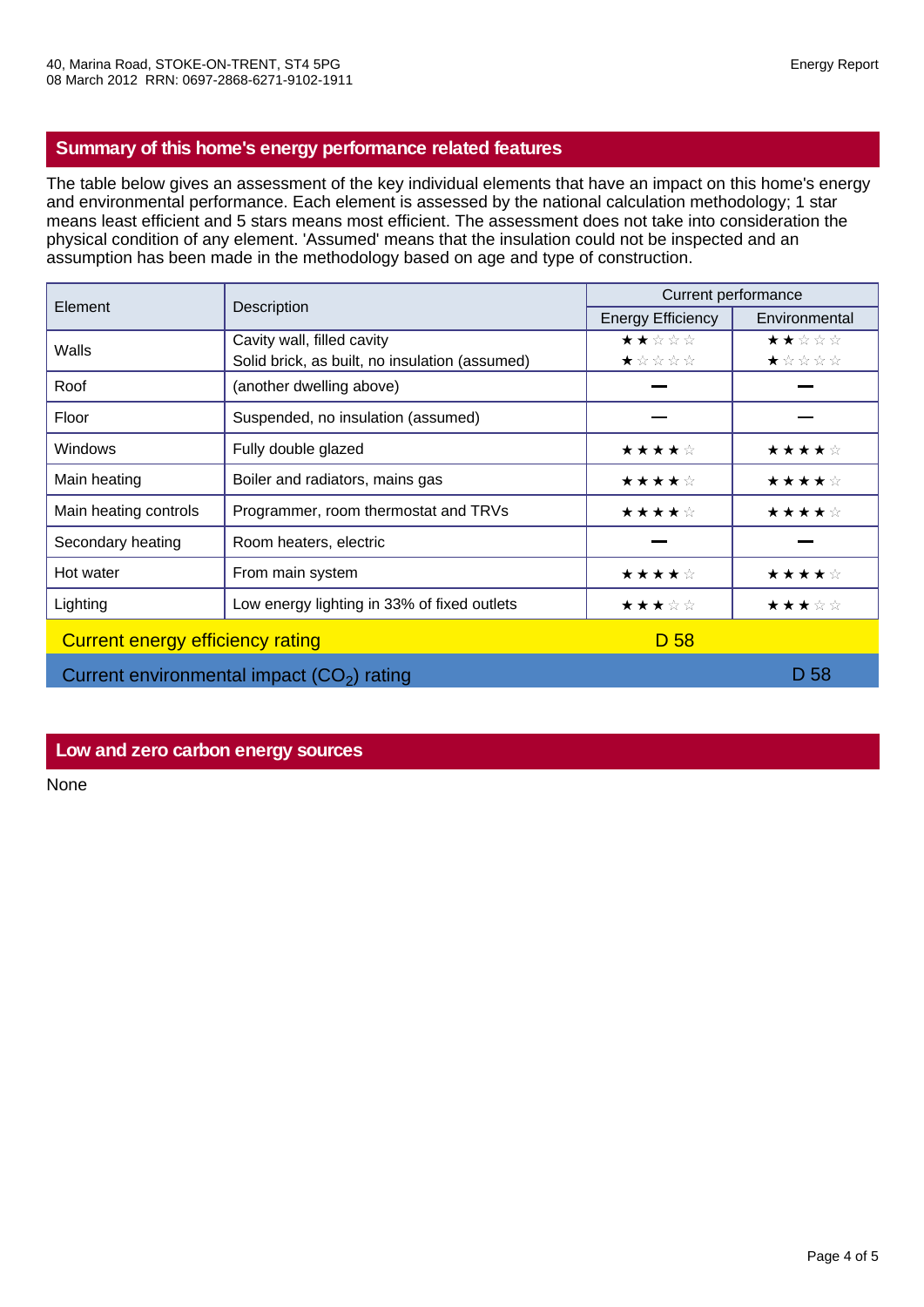40, Marina Road, STOKE-ON-TRENT, ST4 5PG
08 March 2012 RRN: 0697-2868-6271-9102-1911

## Summary of this home's energy performance related features

The table below gives an assessment of the key individual elements that have an impact on this home's energy and environmental performance. Each element is assessed by the national calculation methodology; 1 star means least efficient and 5 stars means most efficient. The assessment does not take into consideration the physical condition of any element. 'Assumed' means that the insulation could not be inspected and an assumption has been made in the methodology based on age and type of construction.

| Element | Description | Current performance | |
|---|---|---|---|
| | | Energy Efficiency | Environmental |
| Walls | Cavity wall, filled cavity | ★★☆☆☆ | ★★☆☆☆ |
| | Solid brick, as built, no insulation (assumed) | ★☆☆☆☆ | ★☆☆☆☆ |
| Roof | (another dwelling above) | — | — |
| Floor | Suspended, no insulation (assumed) | — | — |
| Windows | Fully double glazed | ★★★★☆ | ★★★★☆ |
| Main heating | Boiler and radiators, mains gas | ★★★★☆ | ★★★★☆ |
| Main heating controls | Programmer, room thermostat and TRVs | ★★★★☆ | ★★★★☆ |
| Secondary heating | Room heaters, electric | — | — |
| Hot water | From main system | ★★★★☆ | ★★★★☆ |
| Lighting | Low energy lighting in 33% of fixed outlets | ★★★☆☆ | ★★★☆☆ |
| Current energy efficiency rating | | D 58 | |
| Current environmental impact ($CO_2$) rating | | | D 58 |

## Low and zero carbon energy sources

None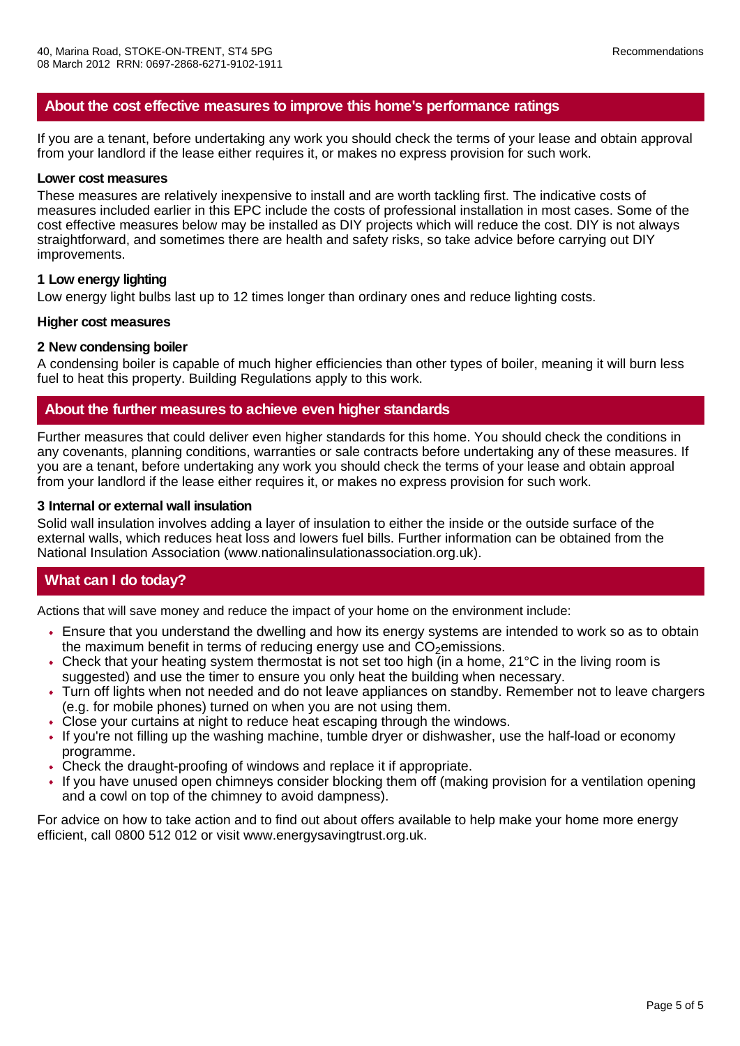## About the cost effective measures to improve this home's performance ratings

If you are a tenant, before undertaking any work you should check the terms of your lease and obtain approval from your landlord if the lease either requires it, or makes no express provision for such work.

**Lower cost measures**

These measures are relatively inexpensive to install and are worth tackling first. The indicative costs of measures included earlier in this EPC include the costs of professional installation in most cases. Some of the cost effective measures below may be installed as DIY projects which will reduce the cost. DIY is not always straightforward, and sometimes there are health and safety risks, so take advice before carrying out DIY improvements.

**1 Low energy lighting**

Low energy light bulbs last up to 12 times longer than ordinary ones and reduce lighting costs.

**Higher cost measures**

**2 New condensing boiler**

A condensing boiler is capable of much higher efficiencies than other types of boiler, meaning it will burn less fuel to heat this property. Building Regulations apply to this work.

## About the further measures to achieve even higher standards

Further measures that could deliver even higher standards for this home. You should check the conditions in any covenants, planning conditions, warranties or sale contracts before undertaking any of these measures. If you are a tenant, before undertaking any work you should check the terms of your lease and obtain approval from your landlord if the lease either requires it, or makes no express provision for such work.

**3 Internal or external wall insulation**

Solid wall insulation involves adding a layer of insulation to either the inside or the outside surface of the external walls, which reduces heat loss and lowers fuel bills. Further information can be obtained from the National Insulation Association (www.nationalinsulationassociation.org.uk).

## What can I do today?

Actions that will save money and reduce the impact of your home on the environment include:

- Ensure that you understand the dwelling and how its energy systems are intended to work so as to obtain the maximum benefit in terms of reducing energy use and $CO_2$ emissions.
- Check that your heating system thermostat is not set too high (in a home, 21°C in the living room is suggested) and use the timer to ensure you only heat the building when necessary.
- Turn off lights when not needed and do not leave appliances on standby. Remember not to leave chargers (e.g. for mobile phones) turned on when you are not using them.
- Close your curtains at night to reduce heat escaping through the windows.
- If you're not filling up the washing machine, tumble dryer or dishwasher, use the half-load or economy programme.
- Check the draught-proofing of windows and replace it if appropriate.
- If you have unused open chimneys consider blocking them off (making provision for a ventilation opening and a cowl on top of the chimney to avoid dampness).

For advice on how to take action and to find out about offers available to help make your home more energy efficient, call 0800 512 012 or visit www.energysavingtrust.org.uk.